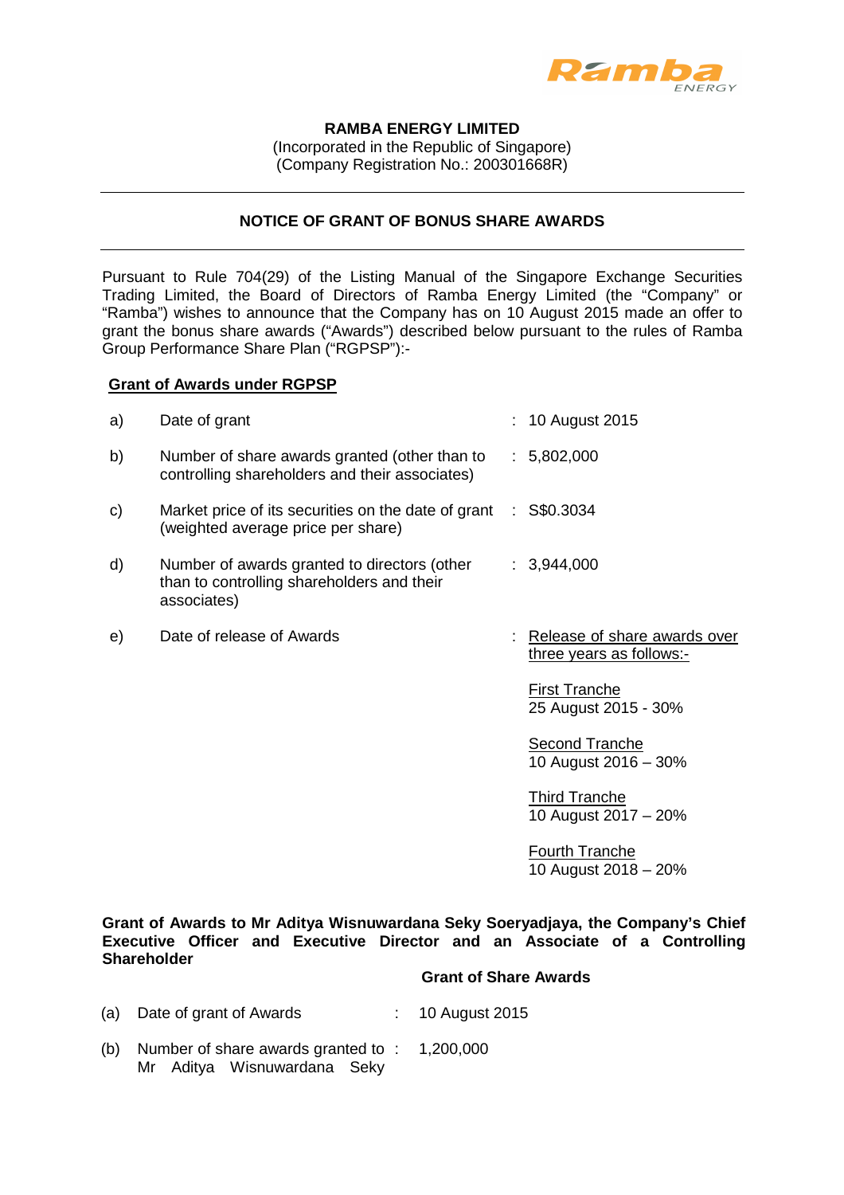**RAMBA ENERGY LIMITED**
(Incorporated in the Republic of Singapore)
(Company Registration No.: 200301668R)

---

**NOTICE OF GRANT OF BONUS SHARE AWARDS**

---

Pursuant to Rule 704(29) of the Listing Manual of the Singapore Exchange Securities Trading Limited, the Board of Directors of Ramba Energy Limited (the "Company" or "Ramba") wishes to announce that the Company has on 10 August 2015 made an offer to grant the bonus share awards ("Awards") described below pursuant to the rules of Ramba Group Performance Share Plan ("RGPSP"):-

**<u>Grant of Awards under RGPSP</u>**

| | | | |
|---|---|---|---|
| a) | Date of grant | : | 10 August 2015 |
| b) | Number of share awards granted (other than to controlling shareholders and their associates) | : | 5,802,000 |
| c) | Market price of its securities on the date of grant (weighted average price per share) | : | S$0.3034 |
| d) | Number of awards granted to directors (other than to controlling shareholders and their associates) | : | 3,944,000 |
| e) | Date of release of Awards | : | <u>Release of share awards over three years as follows:-</u><br><br><u>First Tranche</u><br>25 August 2015 - 30%<br><br><u>Second Tranche</u><br>10 August 2016 – 30%<br><br><u>Third Tranche</u><br>10 August 2017 – 20%<br><br><u>Fourth Tranche</u><br>10 August 2018 – 20% |

**Grant of Awards to Mr Aditya Wisnuwardana Seky Soeryadjaya, the Company's Chief Executive Officer and Executive Director and an Associate of a Controlling Shareholder**

| | | | Grant of Share Awards |
|---|---|---|---|
| (a) | Date of grant of Awards | : | 10 August 2015 |
| (b) | Number of share awards granted to Mr Aditya Wisnuwardana Seky | : | 1,200,000 |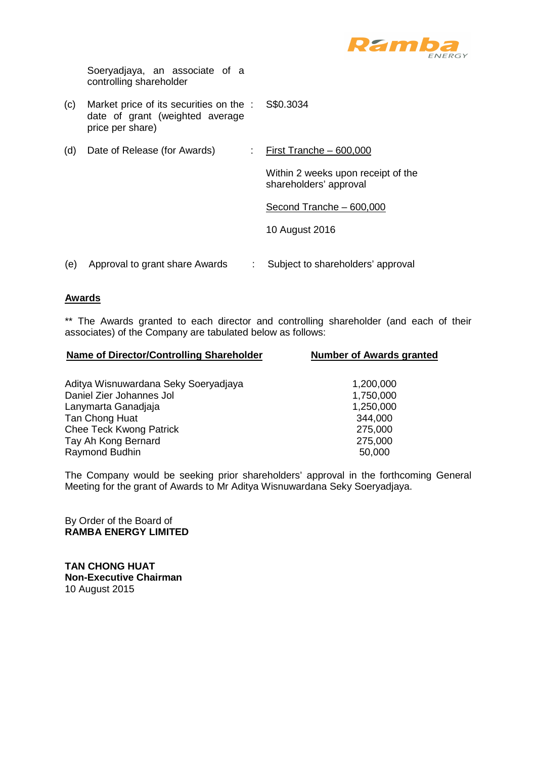Soeryadjaya, an associate of a controlling shareholder

| | | | |
|---|---|---|---|
| (c) | Market price of its securities on the date of grant (weighted average price per share) | : | S$0.3034 |
| (d) | Date of Release (for Awards) | : | First Tranche – 600,000<br><br>Within 2 weeks upon receipt of the shareholders' approval<br><br>Second Tranche – 600,000<br><br>10 August 2016 |
| (e) | Approval to grant share Awards | : | Subject to shareholders' approval |

**Awards**

** The Awards granted to each director and controlling shareholder (and each of their associates) of the Company are tabulated below as follows:

| Name of Director/Controlling Shareholder | Number of Awards granted |
|---|---|
| Aditya Wisnuwardana Seky Soeryadjaya | 1,200,000 |
| Daniel Zier Johannes Jol | 1,750,000 |
| Lanymarta Ganadjaja | 1,250,000 |
| Tan Chong Huat | 344,000 |
| Chee Teck Kwong Patrick | 275,000 |
| Tay Ah Kong Bernard | 275,000 |
| Raymond Budhin | 50,000 |

The Company would be seeking prior shareholders' approval in the forthcoming General Meeting for the grant of Awards to Mr Aditya Wisnuwardana Seky Soeryadjaya.

By Order of the Board of
**RAMBA ENERGY LIMITED**

**TAN CHONG HUAT**
**Non-Executive Chairman**
10 August 2015